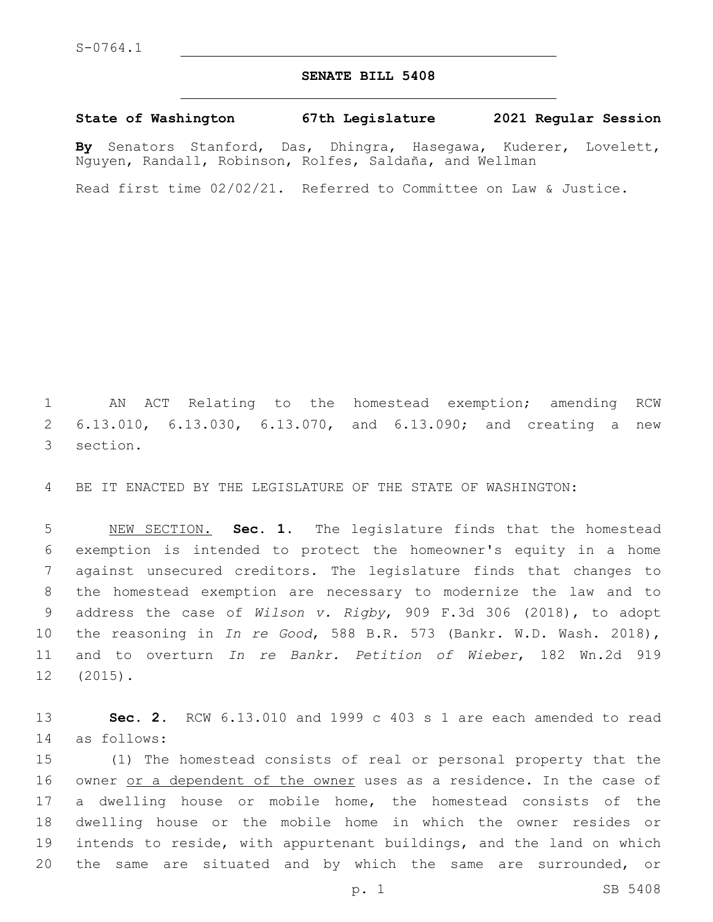S-0764.1

# SENATE BILL 5408

**State of Washington 67th Legislature 2021 Regular Session**

**By** Senators Stanford, Das, Dhingra, Hasegawa, Kuderer, Lovelett, Nguyen, Randall, Robinson, Rolfes, Saldaña, and Wellman

Read first time 02/02/21. Referred to Committee on Law & Justice.

1 AN ACT Relating to the homestead exemption; amending RCW 2 6.13.010, 6.13.030, 6.13.070, and 6.13.090; and creating a new 3 section.

4 BE IT ENACTED BY THE LEGISLATURE OF THE STATE OF WASHINGTON:

5 NEW SECTION. **Sec. 1.** The legislature finds that the homestead 6 exemption is intended to protect the homeowner's equity in a home 7 against unsecured creditors. The legislature finds that changes to 8 the homestead exemption are necessary to modernize the law and to 9 address the case of *Wilson v. Rigby*, 909 F.3d 306 (2018), to adopt 10 the reasoning in *In re Good*, 588 B.R. 573 (Bankr. W.D. Wash. 2018), 11 and to overturn *In re Bankr. Petition of Wieber*, 182 Wn.2d 919 12 (2015).

13 **Sec. 2.** RCW 6.13.010 and 1999 c 403 s 1 are each amended to read 14 as follows:

15 (1) The homestead consists of real or personal property that the 16 owner or a dependent of the owner uses as a residence. In the case of 17 a dwelling house or mobile home, the homestead consists of the 18 dwelling house or the mobile home in which the owner resides or 19 intends to reside, with appurtenant buildings, and the land on which 20 the same are situated and by which the same are surrounded, or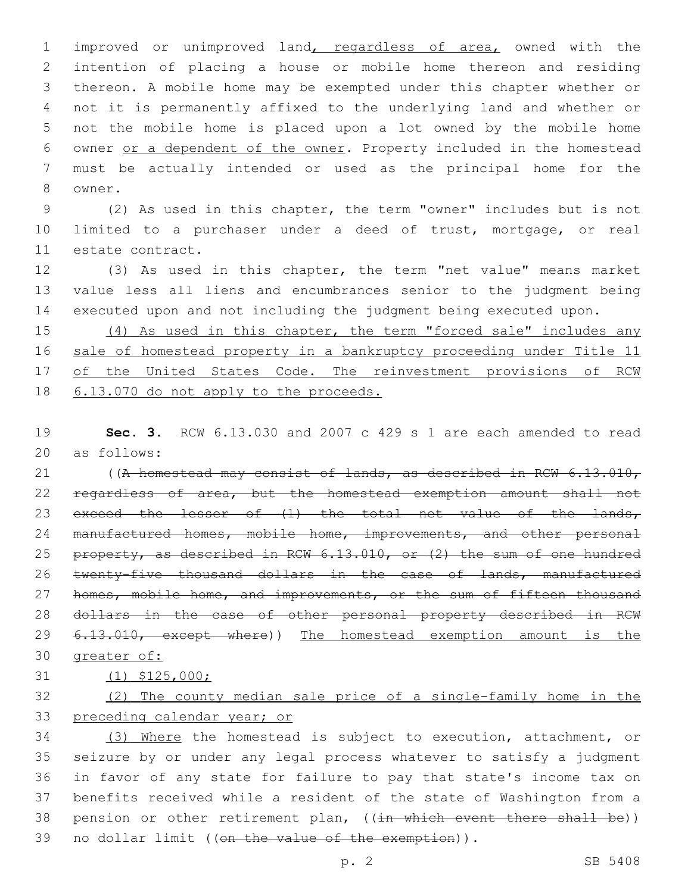improved or unimproved land, regardless of area, owned with the intention of placing a house or mobile home thereon and residing thereon. A mobile home may be exempted under this chapter whether or not it is permanently affixed to the underlying land and whether or not the mobile home is placed upon a lot owned by the mobile home owner or a dependent of the owner. Property included in the homestead must be actually intended or used as the principal home for the owner.

(2) As used in this chapter, the term "owner" includes but is not limited to a purchaser under a deed of trust, mortgage, or real estate contract.

(3) As used in this chapter, the term "net value" means market value less all liens and encumbrances senior to the judgment being executed upon and not including the judgment being executed upon.

(4) As used in this chapter, the term "forced sale" includes any sale of homestead property in a bankruptcy proceeding under Title 11 of the United States Code. The reinvestment provisions of RCW 6.13.070 do not apply to the proceeds.

**Sec. 3.** RCW 6.13.030 and 2007 c 429 s 1 are each amended to read as follows:

((~~A homestead may consist of lands, as described in RCW 6.13.010, regardless of area, but the homestead exemption amount shall not exceed the lesser of (1) the total net value of the lands, manufactured homes, mobile home, improvements, and other personal property, as described in RCW 6.13.010, or (2) the sum of one hundred twenty-five thousand dollars in the case of lands, manufactured homes, mobile home, and improvements, or the sum of fifteen thousand dollars in the case of other personal property described in RCW 6.13.010, except where~~)) The homestead exemption amount is the greater of:

(1) $125,000;

(2) The county median sale price of a single-family home in the preceding calendar year; or

(3) Where the homestead is subject to execution, attachment, or seizure by or under any legal process whatever to satisfy a judgment in favor of any state for failure to pay that state's income tax on benefits received while a resident of the state of Washington from a pension or other retirement plan, ((~~in which event there shall be~~)) no dollar limit ((~~on the value of the exemption~~)).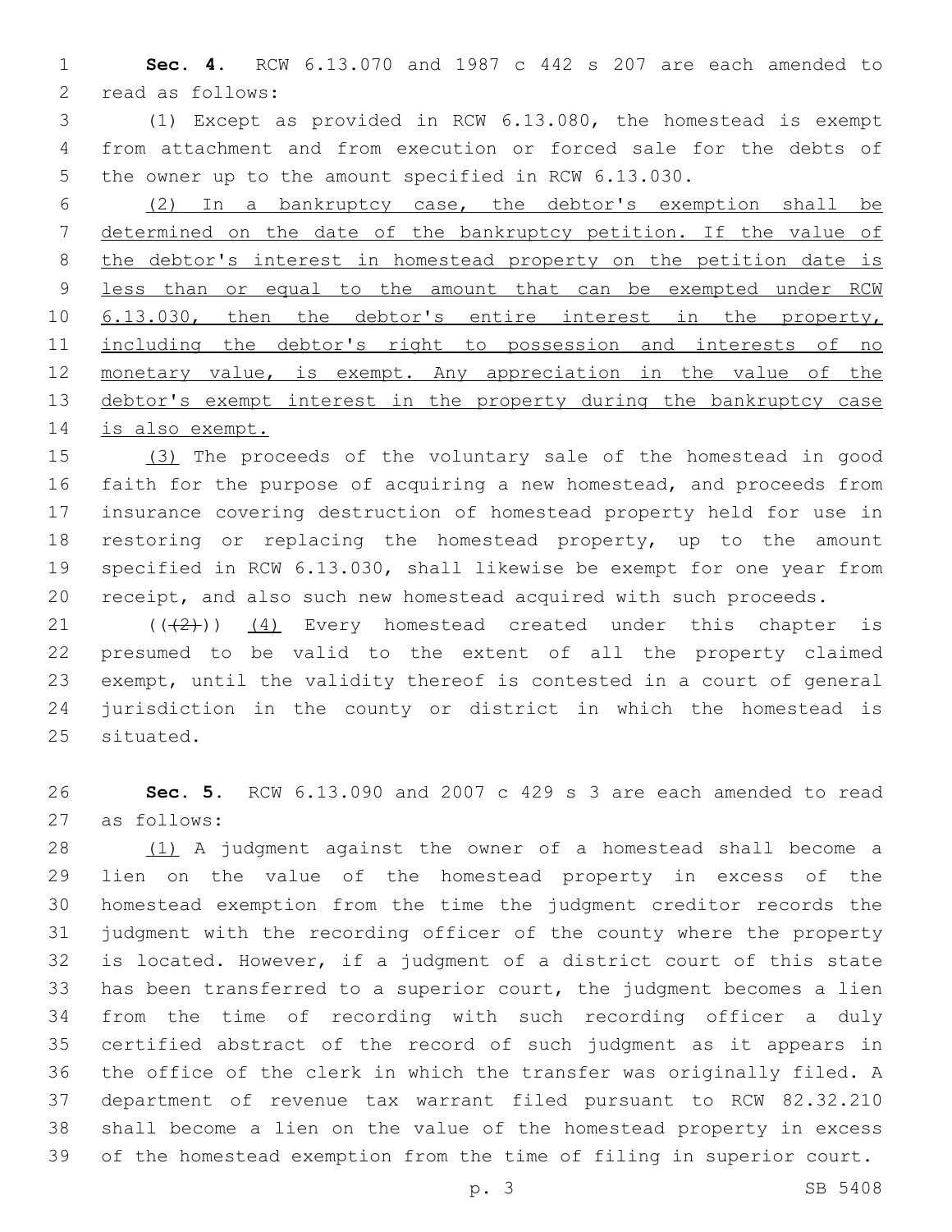**Sec. 4.** RCW 6.13.070 and 1987 c 442 s 207 are each amended to read as follows:

(1) Except as provided in RCW 6.13.080, the homestead is exempt from attachment and from execution or forced sale for the debts of the owner up to the amount specified in RCW 6.13.030.

<u>(2) In a bankruptcy case, the debtor's exemption shall be determined on the date of the bankruptcy petition. If the value of the debtor's interest in homestead property on the petition date is less than or equal to the amount that can be exempted under RCW 6.13.030, then the debtor's entire interest in the property, including the debtor's right to possession and interests of no monetary value, is exempt. Any appreciation in the value of the debtor's exempt interest in the property during the bankruptcy case is also exempt.</u>

<u>(3)</u> The proceeds of the voluntary sale of the homestead in good faith for the purpose of acquiring a new homestead, and proceeds from insurance covering destruction of homestead property held for use in restoring or replacing the homestead property, up to the amount specified in RCW 6.13.030, shall likewise be exempt for one year from receipt, and also such new homestead acquired with such proceeds.

(( ~~(2)~~ )) <u>(4)</u> Every homestead created under this chapter is presumed to be valid to the extent of all the property claimed exempt, until the validity thereof is contested in a court of general jurisdiction in the county or district in which the homestead is situated.

**Sec. 5.** RCW 6.13.090 and 2007 c 429 s 3 are each amended to read as follows:

<u>(1)</u> A judgment against the owner of a homestead shall become a lien on the value of the homestead property in excess of the homestead exemption from the time the judgment creditor records the judgment with the recording officer of the county where the property is located. However, if a judgment of a district court of this state has been transferred to a superior court, the judgment becomes a lien from the time of recording with such recording officer a duly certified abstract of the record of such judgment as it appears in the office of the clerk in which the transfer was originally filed. A department of revenue tax warrant filed pursuant to RCW 82.32.210 shall become a lien on the value of the homestead property in excess of the homestead exemption from the time of filing in superior court.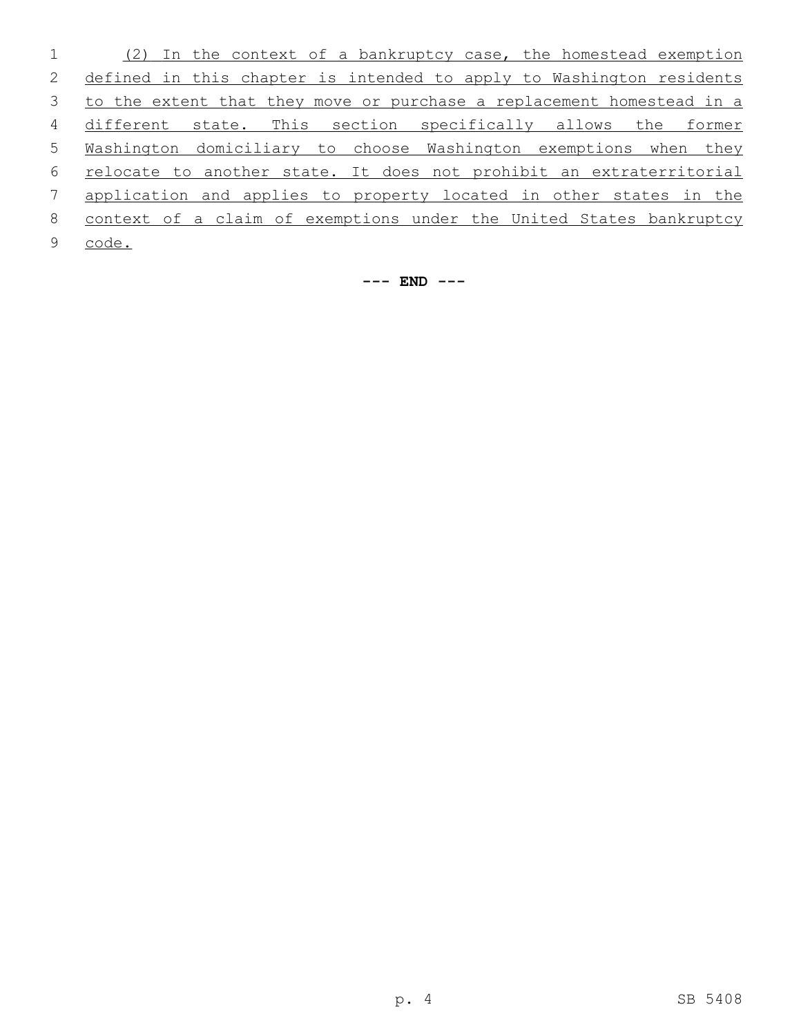(2) In the context of a bankruptcy case, the homestead exemption defined in this chapter is intended to apply to Washington residents to the extent that they move or purchase a replacement homestead in a different state. This section specifically allows the former Washington domiciliary to choose Washington exemptions when they relocate to another state. It does not prohibit an extraterritorial application and applies to property located in other states in the context of a claim of exemptions under the United States bankruptcy code.

**--- END ---**